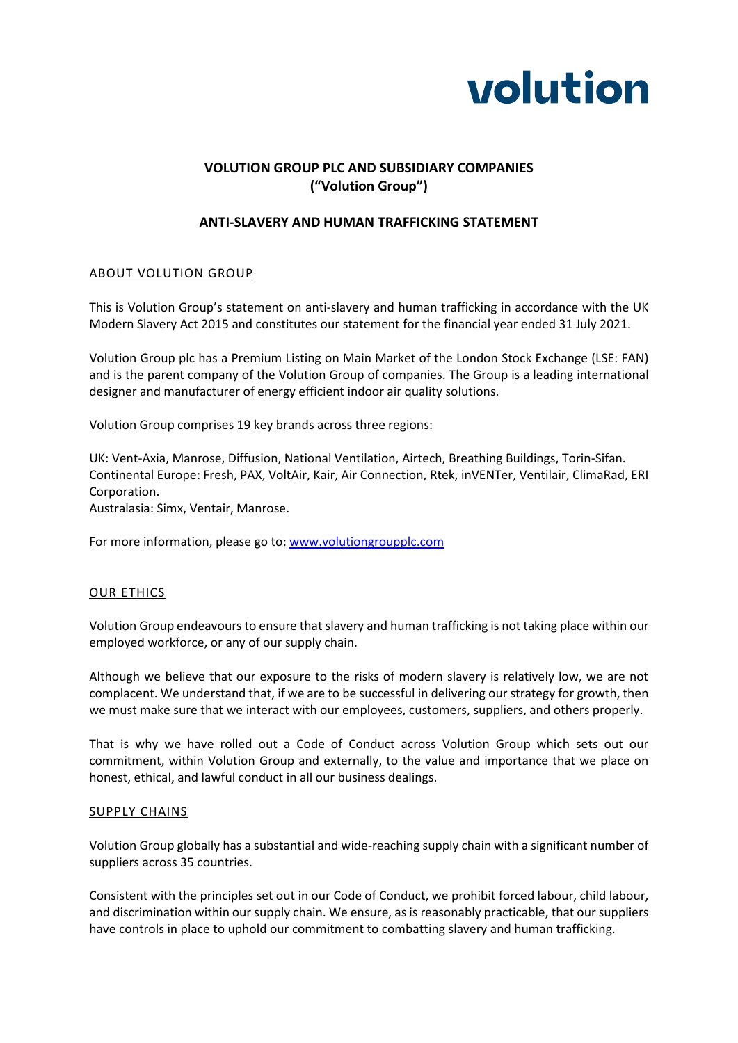volution

**VOLUTION GROUP PLC AND SUBSIDIARY COMPANIES**
**("Volution Group")**

**ANTI-SLAVERY AND HUMAN TRAFFICKING STATEMENT**

## ABOUT VOLUTION GROUP

This is Volution Group's statement on anti-slavery and human trafficking in accordance with the UK Modern Slavery Act 2015 and constitutes our statement for the financial year ended 31 July 2021.

Volution Group plc has a Premium Listing on Main Market of the London Stock Exchange (LSE: FAN) and is the parent company of the Volution Group of companies. The Group is a leading international designer and manufacturer of energy efficient indoor air quality solutions.

Volution Group comprises 19 key brands across three regions:

UK: Vent-Axia, Manrose, Diffusion, National Ventilation, Airtech, Breathing Buildings, Torin-Sifan.
Continental Europe: Fresh, PAX, VoltAir, Kair, Air Connection, Rtek, inVENTer, Ventilair, ClimaRad, ERI Corporation.
Australasia: Simx, Ventair, Manrose.

For more information, please go to: [www.volutiongroupplc.com](www.volutiongroupplc.com)

## OUR ETHICS

Volution Group endeavours to ensure that slavery and human trafficking is not taking place within our employed workforce, or any of our supply chain.

Although we believe that our exposure to the risks of modern slavery is relatively low, we are not complacent. We understand that, if we are to be successful in delivering our strategy for growth, then we must make sure that we interact with our employees, customers, suppliers, and others properly.

That is why we have rolled out a Code of Conduct across Volution Group which sets out our commitment, within Volution Group and externally, to the value and importance that we place on honest, ethical, and lawful conduct in all our business dealings.

## SUPPLY CHAINS

Volution Group globally has a substantial and wide-reaching supply chain with a significant number of suppliers across 35 countries.

Consistent with the principles set out in our Code of Conduct, we prohibit forced labour, child labour, and discrimination within our supply chain. We ensure, as is reasonably practicable, that our suppliers have controls in place to uphold our commitment to combatting slavery and human trafficking.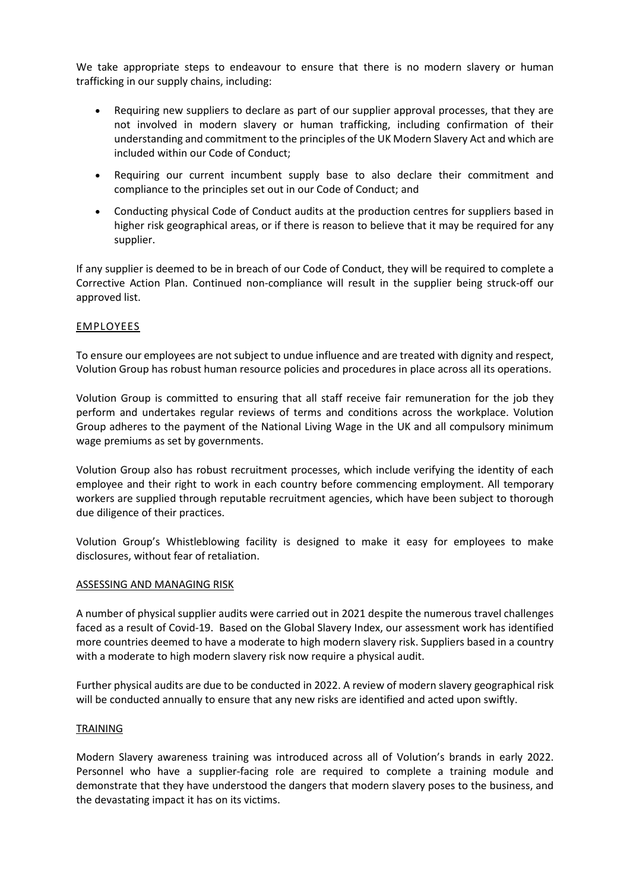We take appropriate steps to endeavour to ensure that there is no modern slavery or human trafficking in our supply chains, including:

- Requiring new suppliers to declare as part of our supplier approval processes, that they are not involved in modern slavery or human trafficking, including confirmation of their understanding and commitment to the principles of the UK Modern Slavery Act and which are included within our Code of Conduct;
- Requiring our current incumbent supply base to also declare their commitment and compliance to the principles set out in our Code of Conduct; and
- Conducting physical Code of Conduct audits at the production centres for suppliers based in higher risk geographical areas, or if there is reason to believe that it may be required for any supplier.

If any supplier is deemed to be in breach of our Code of Conduct, they will be required to complete a Corrective Action Plan. Continued non-compliance will result in the supplier being struck-off our approved list.

## EMPLOYEES

To ensure our employees are not subject to undue influence and are treated with dignity and respect, Volution Group has robust human resource policies and procedures in place across all its operations.

Volution Group is committed to ensuring that all staff receive fair remuneration for the job they perform and undertakes regular reviews of terms and conditions across the workplace. Volution Group adheres to the payment of the National Living Wage in the UK and all compulsory minimum wage premiums as set by governments.

Volution Group also has robust recruitment processes, which include verifying the identity of each employee and their right to work in each country before commencing employment. All temporary workers are supplied through reputable recruitment agencies, which have been subject to thorough due diligence of their practices.

Volution Group's Whistleblowing facility is designed to make it easy for employees to make disclosures, without fear of retaliation.

## ASSESSING AND MANAGING RISK

A number of physical supplier audits were carried out in 2021 despite the numerous travel challenges faced as a result of Covid-19. Based on the Global Slavery Index, our assessment work has identified more countries deemed to have a moderate to high modern slavery risk. Suppliers based in a country with a moderate to high modern slavery risk now require a physical audit.

Further physical audits are due to be conducted in 2022. A review of modern slavery geographical risk will be conducted annually to ensure that any new risks are identified and acted upon swiftly.

## TRAINING

Modern Slavery awareness training was introduced across all of Volution's brands in early 2022. Personnel who have a supplier-facing role are required to complete a training module and demonstrate that they have understood the dangers that modern slavery poses to the business, and the devastating impact it has on its victims.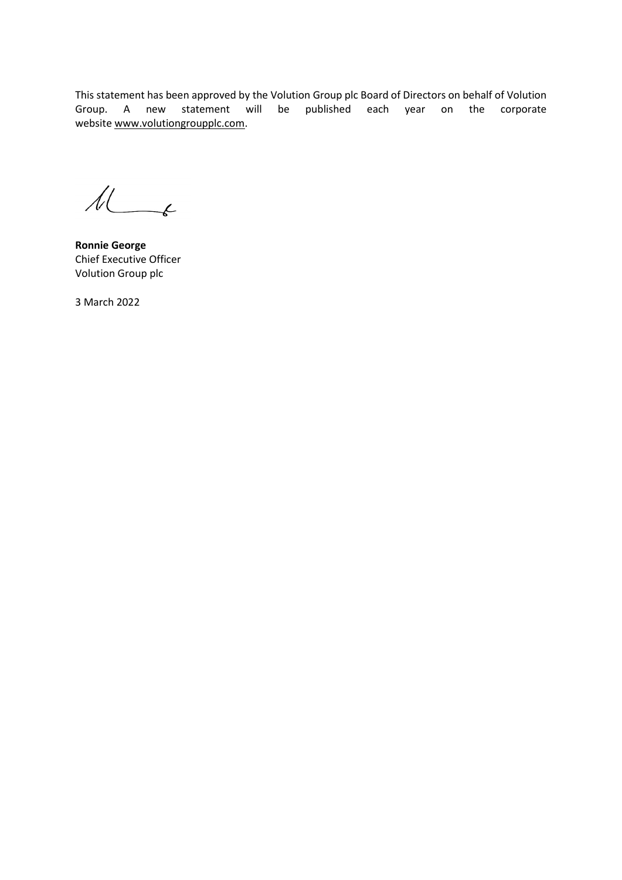This statement has been approved by the Volution Group plc Board of Directors on behalf of Volution Group. A new statement will be published each year on the corporate website www.volutiongroupplc.com.

**Ronnie George**
Chief Executive Officer
Volution Group plc

3 March 2022